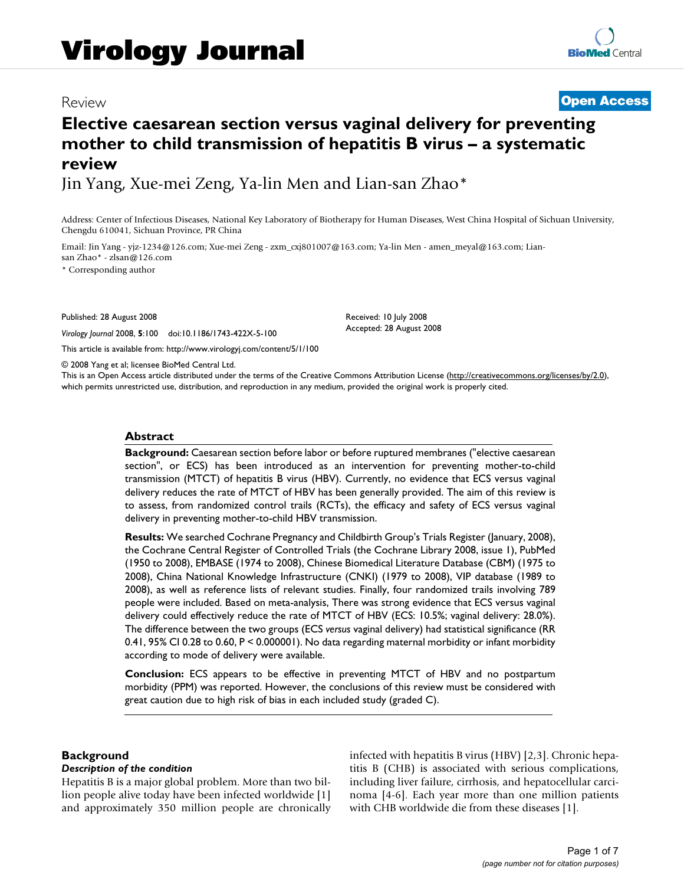# Virology Journal

Review

**Open Access**

# Elective caesarean section versus vaginal delivery for preventing mother to child transmission of hepatitis B virus – a systematic review

Jin Yang, Xue-mei Zeng, Ya-lin Men and Lian-san Zhao*

Address: Center of Infectious Diseases, National Key Laboratory of Biotherapy for Human Diseases, West China Hospital of Sichuan University, Chengdu 610041, Sichuan Province, PR China

Email: Jin Yang - yjz-1234@126.com; Xue-mei Zeng - zxm_cxj801007@163.com; Ya-lin Men - amen_meyal@163.com; Lian-san Zhao* - zlsan@126.com

* Corresponding author

Published: 28 August 2008

*Virology Journal* 2008, **5**:100 doi:10.1186/1743-422X-5-100

Received: 10 July 2008

Accepted: 28 August 2008

This article is available from: http://www.virologyj.com/content/5/1/100

© 2008 Yang et al; licensee BioMed Central Ltd.

This is an Open Access article distributed under the terms of the Creative Commons Attribution License (http://creativecommons.org/licenses/by/2.0), which permits unrestricted use, distribution, and reproduction in any medium, provided the original work is properly cited.

## Abstract

**Background:** Caesarean section before labor or before ruptured membranes ("elective caesarean section", or ECS) has been introduced as an intervention for preventing mother-to-child transmission (MTCT) of hepatitis B virus (HBV). Currently, no evidence that ECS versus vaginal delivery reduces the rate of MTCT of HBV has been generally provided. The aim of this review is to assess, from randomized control trails (RCTs), the efficacy and safety of ECS versus vaginal delivery in preventing mother-to-child HBV transmission.

**Results:** We searched Cochrane Pregnancy and Childbirth Group's Trials Register (January, 2008), the Cochrane Central Register of Controlled Trials (the Cochrane Library 2008, issue 1), PubMed (1950 to 2008), EMBASE (1974 to 2008), Chinese Biomedical Literature Database (CBM) (1975 to 2008), China National Knowledge Infrastructure (CNKI) (1979 to 2008), VIP database (1989 to 2008), as well as reference lists of relevant studies. Finally, four randomized trails involving 789 people were included. Based on meta-analysis, There was strong evidence that ECS versus vaginal delivery could effectively reduce the rate of MTCT of HBV (ECS: 10.5%; vaginal delivery: 28.0%). The difference between the two groups (ECS *versus* vaginal delivery) had statistical significance (RR 0.41, 95% CI 0.28 to 0.60, $P < 0.000001$). No data regarding maternal morbidity or infant morbidity according to mode of delivery were available.

**Conclusion:** ECS appears to be effective in preventing MTCT of HBV and no postpartum morbidity (PPM) was reported. However, the conclusions of this review must be considered with great caution due to high risk of bias in each included study (graded C).

## Background

### *Description of the condition*

Hepatitis B is a major global problem. More than two billion people alive today have been infected worldwide [1] and approximately 350 million people are chronically infected with hepatitis B virus (HBV) [2,3]. Chronic hepatitis B (CHB) is associated with serious complications, including liver failure, cirrhosis, and hepatocellular carcinoma [4-6]. Each year more than one million patients with CHB worldwide die from these diseases [1].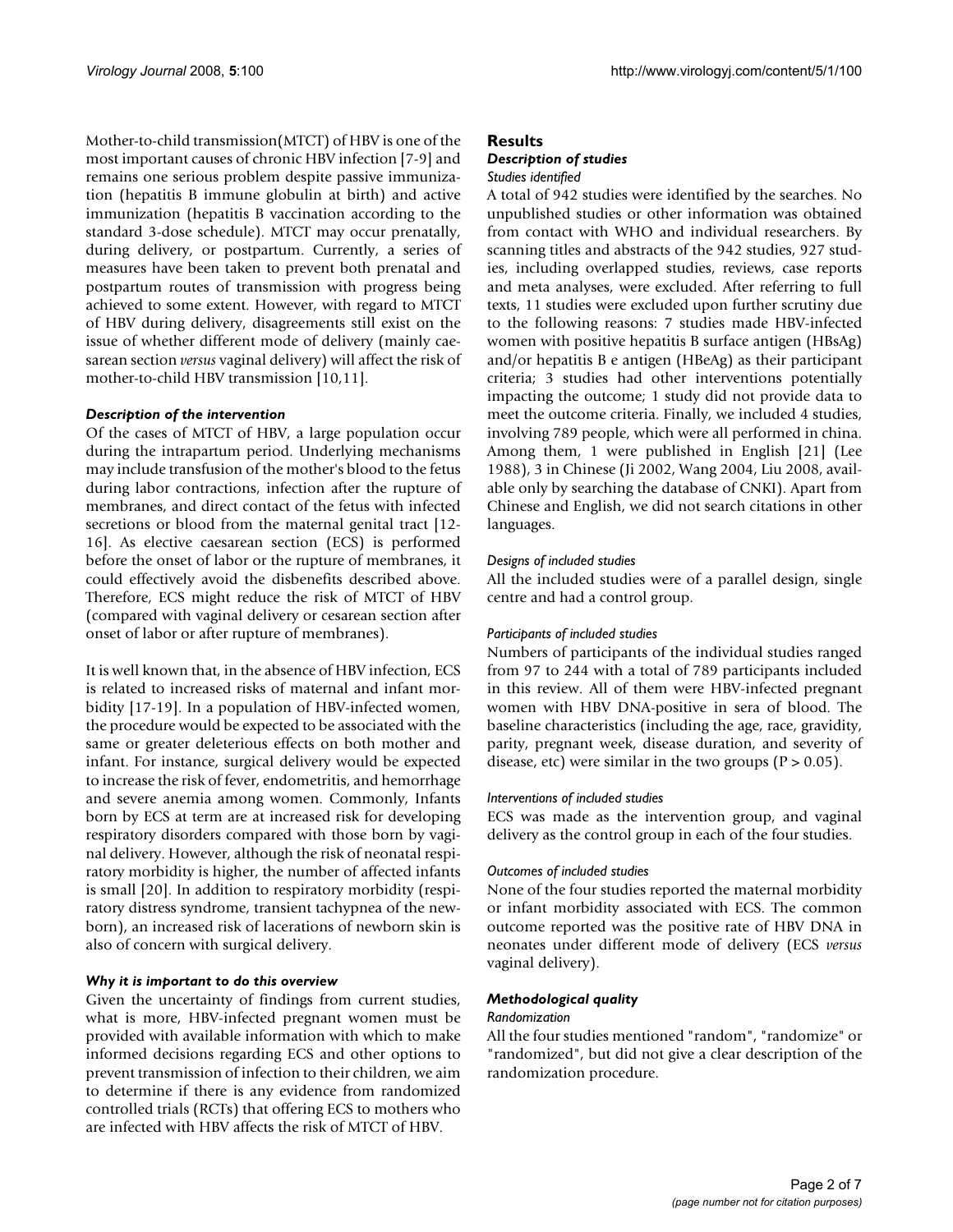Mother-to-child transmission(MTCT) of HBV is one of the most important causes of chronic HBV infection [7-9] and remains one serious problem despite passive immunization (hepatitis B immune globulin at birth) and active immunization (hepatitis B vaccination according to the standard 3-dose schedule). MTCT may occur prenatally, during delivery, or postpartum. Currently, a series of measures have been taken to prevent both prenatal and postpartum routes of transmission with progress being achieved to some extent. However, with regard to MTCT of HBV during delivery, disagreements still exist on the issue of whether different mode of delivery (mainly caesarean section *versus* vaginal delivery) will affect the risk of mother-to-child HBV transmission [10,11].

### *Description of the intervention*

Of the cases of MTCT of HBV, a large population occur during the intrapartum period. Underlying mechanisms may include transfusion of the mother's blood to the fetus during labor contractions, infection after the rupture of membranes, and direct contact of the fetus with infected secretions or blood from the maternal genital tract [12-16]. As elective caesarean section (ECS) is performed before the onset of labor or the rupture of membranes, it could effectively avoid the disbenefits described above. Therefore, ECS might reduce the risk of MTCT of HBV (compared with vaginal delivery or cesarean section after onset of labor or after rupture of membranes).

It is well known that, in the absence of HBV infection, ECS is related to increased risks of maternal and infant morbidity [17-19]. In a population of HBV-infected women, the procedure would be expected to be associated with the same or greater deleterious effects on both mother and infant. For instance, surgical delivery would be expected to increase the risk of fever, endometritis, and hemorrhage and severe anemia among women. Commonly, Infants born by ECS at term are at increased risk for developing respiratory disorders compared with those born by vaginal delivery. However, although the risk of neonatal respiratory morbidity is higher, the number of affected infants is small [20]. In addition to respiratory morbidity (respiratory distress syndrome, transient tachypnea of the newborn), an increased risk of lacerations of newborn skin is also of concern with surgical delivery.

### *Why it is important to do this overview*

Given the uncertainty of findings from current studies, what is more, HBV-infected pregnant women must be provided with available information with which to make informed decisions regarding ECS and other options to prevent transmission of infection to their children, we aim to determine if there is any evidence from randomized controlled trials (RCTs) that offering ECS to mothers who are infected with HBV affects the risk of MTCT of HBV.

## Results

### *Description of studies*

#### *Studies identified*

A total of 942 studies were identified by the searches. No unpublished studies or other information was obtained from contact with WHO and individual researchers. By scanning titles and abstracts of the 942 studies, 927 studies, including overlapped studies, reviews, case reports and meta analyses, were excluded. After referring to full texts, 11 studies were excluded upon further scrutiny due to the following reasons: 7 studies made HBV-infected women with positive hepatitis B surface antigen (HBsAg) and/or hepatitis B e antigen (HBeAg) as their participant criteria; 3 studies had other interventions potentially impacting the outcome; 1 study did not provide data to meet the outcome criteria. Finally, we included 4 studies, involving 789 people, which were all performed in china. Among them, 1 were published in English [21] (Lee 1988), 3 in Chinese (Ji 2002, Wang 2004, Liu 2008, available only by searching the database of CNKI). Apart from Chinese and English, we did not search citations in other languages.

#### *Designs of included studies*

All the included studies were of a parallel design, single centre and had a control group.

#### *Participants of included studies*

Numbers of participants of the individual studies ranged from 97 to 244 with a total of 789 participants included in this review. All of them were HBV-infected pregnant women with HBV DNA-positive in sera of blood. The baseline characteristics (including the age, race, gravidity, parity, pregnant week, disease duration, and severity of disease, etc) were similar in the two groups ($P > 0.05$).

#### *Interventions of included studies*

ECS was made as the intervention group, and vaginal delivery as the control group in each of the four studies.

#### *Outcomes of included studies*

None of the four studies reported the maternal morbidity or infant morbidity associated with ECS. The common outcome reported was the positive rate of HBV DNA in neonates under different mode of delivery (ECS *versus* vaginal delivery).

### *Methodological quality*

#### *Randomization*

All the four studies mentioned "random", "randomize" or "randomized", but did not give a clear description of the randomization procedure.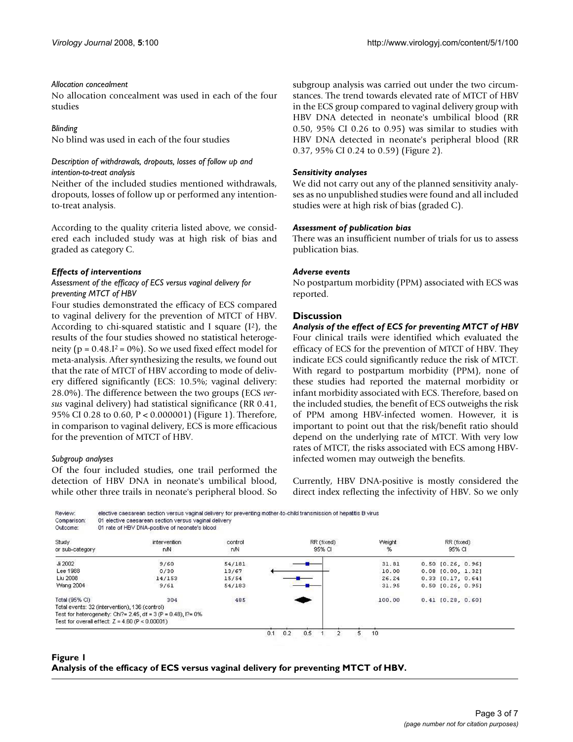*Allocation concealment*

No allocation concealment was used in each of the four studies

*Blinding*

No blind was used in each of the four studies

*Description of withdrawals, dropouts, losses of follow up and intention-to-treat analysis*

Neither of the included studies mentioned withdrawals, dropouts, losses of follow up or performed any intention-to-treat analysis.

According to the quality criteria listed above, we considered each included study was at high risk of bias and graded as category C.

### *Effects of interventions*

*Assessment of the efficacy of ECS versus vaginal delivery for preventing MTCT of HBV*

Four studies demonstrated the efficacy of ECS compared to vaginal delivery for the prevention of MTCT of HBV. According to chi-squared statistic and I square ($I^2$), the results of the four studies showed no statistical heterogeneity ($p = 0.48$. $I^2 = 0\%$). So we used fixed effect model for meta-analysis. After synthesizing the results, we found out that the rate of MTCT of HBV according to mode of delivery differed significantly (ECS: 10.5%; vaginal delivery: 28.0%). The difference between the two groups (ECS *versus* vaginal delivery) had statistical significance (RR 0.41, 95% CI 0.28 to 0.60, $P < 0.000001$) (Figure 1). Therefore, in comparison to vaginal delivery, ECS is more efficacious for the prevention of MTCT of HBV.

*Subgroup analyses*

Of the four included studies, one trail performed the detection of HBV DNA in neonate's umbilical blood, while other three trails in neonate's peripheral blood. So subgroup analysis was carried out under the two circumstances. The trend towards elevated rate of MTCT of HBV in the ECS group compared to vaginal delivery group with HBV DNA detected in neonate's umbilical blood (RR 0.50, 95% CI 0.26 to 0.95) was similar to studies with HBV DNA detected in neonate's peripheral blood (RR 0.37, 95% CI 0.24 to 0.59) (Figure 2).

### *Sensitivity analyses*

We did not carry out any of the planned sensitivity analyses as no unpublished studies were found and all included studies were at high risk of bias (graded C).

### *Assessment of publication bias*

There was an insufficient number of trials for us to assess publication bias.

### *Adverse events*

No postpartum morbidity (PPM) associated with ECS was reported.

## Discussion

### *Analysis of the effect of ECS for preventing MTCT of HBV*

Four clinical trails were identified which evaluated the efficacy of ECS for the prevention of MTCT of HBV. They indicate ECS could significantly reduce the risk of MTCT. With regard to postpartum morbidity (PPM), none of these studies had reported the maternal morbidity or infant morbidity associated with ECS. Therefore, based on the included studies, the benefit of ECS outweighs the risk of PPM among HBV-infected women. However, it is important to point out that the risk/benefit ratio should depend on the underlying rate of MTCT. With very low rates of MTCT, the risks associated with ECS among HBV-infected women may outweigh the benefits.

Currently, HBV DNA-positive is mostly considered the direct index reflecting the infectivity of HBV. So we only

Review: elective caesarean section versus vaginal delivery for preventing mother-to-child transmission of hepatitis B virus
Comparison: 01 elective caesarean section versus vaginal delivery
Outcome: 01 rate of HBV DNA-positive of neonate's blood

| Study or sub-category | intervention n/N | control n/N | Weight % | RR (fixed) 95% CI |
|---|---|---|---|---|
| Ji 2002 | 9/60 | 54/181 | 31.81 | 0.50 [0.26, 0.96] |
| Lee 1988 | 0/30 | 13/67 | 10.00 | 0.08 [0.00, 1.32] |
| Liu 2008 | 14/153 | 15/54 | 26.24 | 0.33 [0.17, 0.64] |
| Wang 2004 | 9/61 | 54/183 | 31.95 | 0.50 [0.26, 0.95] |
| Total (95% CI) | 304 | 485 | 100.00 | 0.41 [0.28, 0.60] |

Total events: 32 (intervention), 136 (control)
Test for heterogeneity: Chi² = 2.45, df = 3 (P = 0.48), I² = 0%
Test for overall effect: Z = 4.60 (P < 0.00001)

**Figure 1**
**Analysis of the efficacy of ECS versus vaginal delivery for preventing MTCT of HBV.**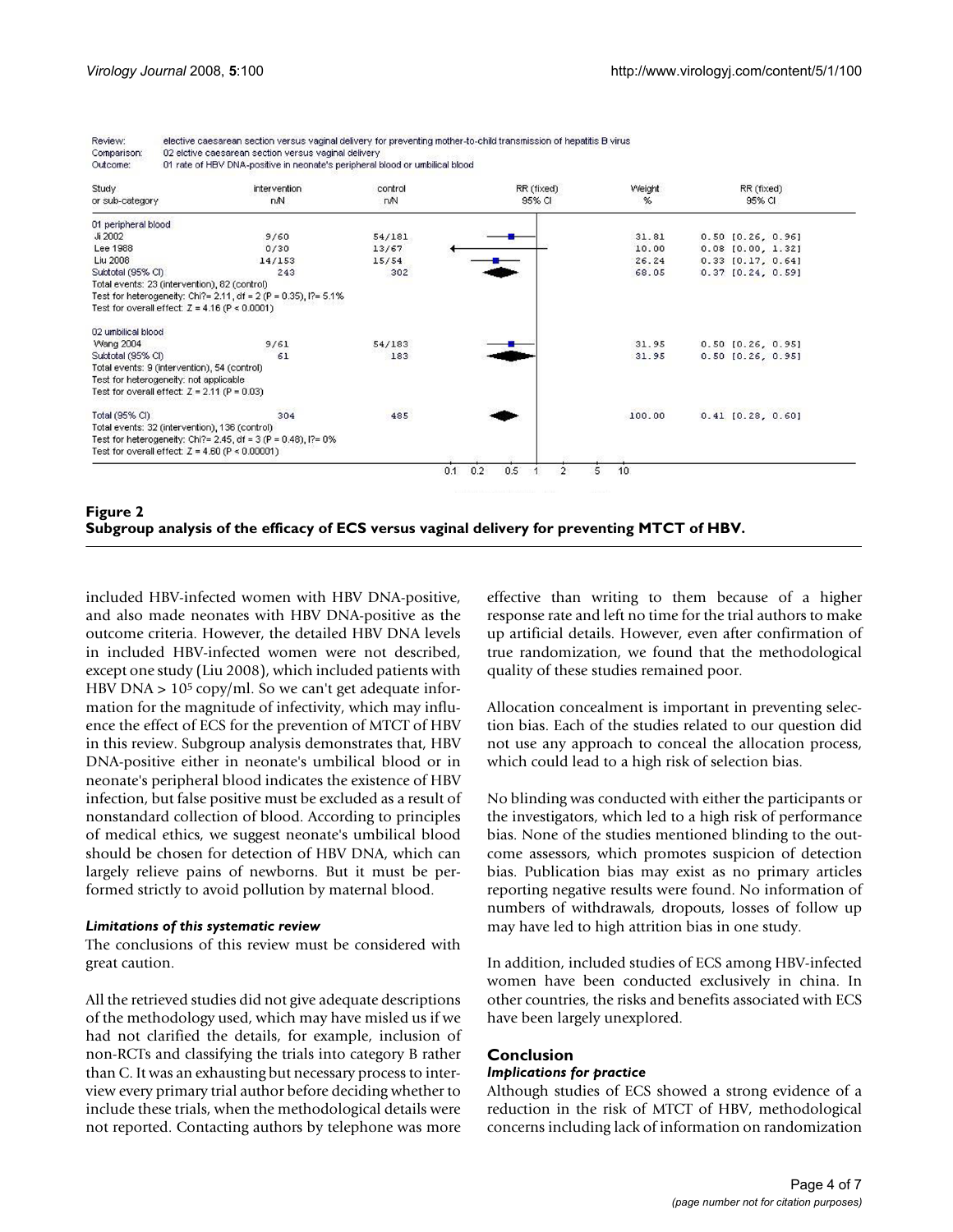Review: elective caesarean section versus vaginal delivery for preventing mother-to-child transmission of hepatitis B virus
Comparison: 02 elctive caesarean section versus vaginal delivery
Outcome: 01 rate of HBV DNA-positive in neonate's peripheral blood or umbilical blood

Study or sub-category | intervention n/N | control n/N | RR (fixed) 95% CI | Weight % | RR (fixed) 95% CI

01 peripheral blood
Ji 2002 9/60 54/181 31.81 0.50 [0.26, 0.96]
Lee 1988 0/30 13/67 10.00 0.08 [0.00, 1.32]
Liu 2008 14/153 15/54 26.24 0.33 [0.17, 0.64]
Subtotal (95% CI) 243 302 68.05 0.37 [0.24, 0.59]
Total events: 23 (intervention), 82 (control)
Test for heterogeneity: Chi²= 2.11, df = 2 (P = 0.35), I²= 5.1%
Test for overall effect: Z = 4.16 (P < 0.0001)

02 umbilical blood
Wang 2004 9/61 54/183 31.95 0.50 [0.26, 0.95]
Subtotal (95% CI) 61 183 31.95 0.50 [0.26, 0.95]
Total events: 9 (intervention), 54 (control)
Test for heterogeneity: not applicable
Test for overall effect: Z = 2.11 (P = 0.03)

Total (95% CI) 304 485 100.00 0.41 [0.28, 0.60]
Total events: 32 (intervention), 136 (control)
Test for heterogeneity: Chi²= 2.45, df = 3 (P = 0.48), I²= 0%
Test for overall effect: Z = 4.60 (P < 0.00001)

0.1 0.2 0.5 1 2 5 10

**Figure 2**
**Subgroup analysis of the efficacy of ECS versus vaginal delivery for preventing MTCT of HBV.**

included HBV-infected women with HBV DNA-positive, and also made neonates with HBV DNA-positive as the outcome criteria. However, the detailed HBV DNA levels in included HBV-infected women were not described, except one study (Liu 2008), which included patients with HBV DNA > $10^5$ copy/ml. So we can't get adequate information for the magnitude of infectivity, which may influence the effect of ECS for the prevention of MTCT of HBV in this review. Subgroup analysis demonstrates that, HBV DNA-positive either in neonate's umbilical blood or in neonate's peripheral blood indicates the existence of HBV infection, but false positive must be excluded as a result of nonstandard collection of blood. According to principles of medical ethics, we suggest neonate's umbilical blood should be chosen for detection of HBV DNA, which can largely relieve pains of newborns. But it must be performed strictly to avoid pollution by maternal blood.

### *Limitations of this systematic review*

The conclusions of this review must be considered with great caution.

All the retrieved studies did not give adequate descriptions of the methodology used, which may have misled us if we had not clarified the details, for example, inclusion of non-RCTs and classifying the trials into category B rather than C. It was an exhausting but necessary process to interview every primary trial author before deciding whether to include these trials, when the methodological details were not reported. Contacting authors by telephone was more effective than writing to them because of a higher response rate and left no time for the trial authors to make up artificial details. However, even after confirmation of true randomization, we found that the methodological quality of these studies remained poor.

Allocation concealment is important in preventing selection bias. Each of the studies related to our question did not use any approach to conceal the allocation process, which could lead to a high risk of selection bias.

No blinding was conducted with either the participants or the investigators, which led to a high risk of performance bias. None of the studies mentioned blinding to the outcome assessors, which promotes suspicion of detection bias. Publication bias may exist as no primary articles reporting negative results were found. No information of numbers of withdrawals, dropouts, losses of follow up may have led to high attrition bias in one study.

In addition, included studies of ECS among HBV-infected women have been conducted exclusively in china. In other countries, the risks and benefits associated with ECS have been largely unexplored.

## Conclusion

### *Implications for practice*

Although studies of ECS showed a strong evidence of a reduction in the risk of MTCT of HBV, methodological concerns including lack of information on randomization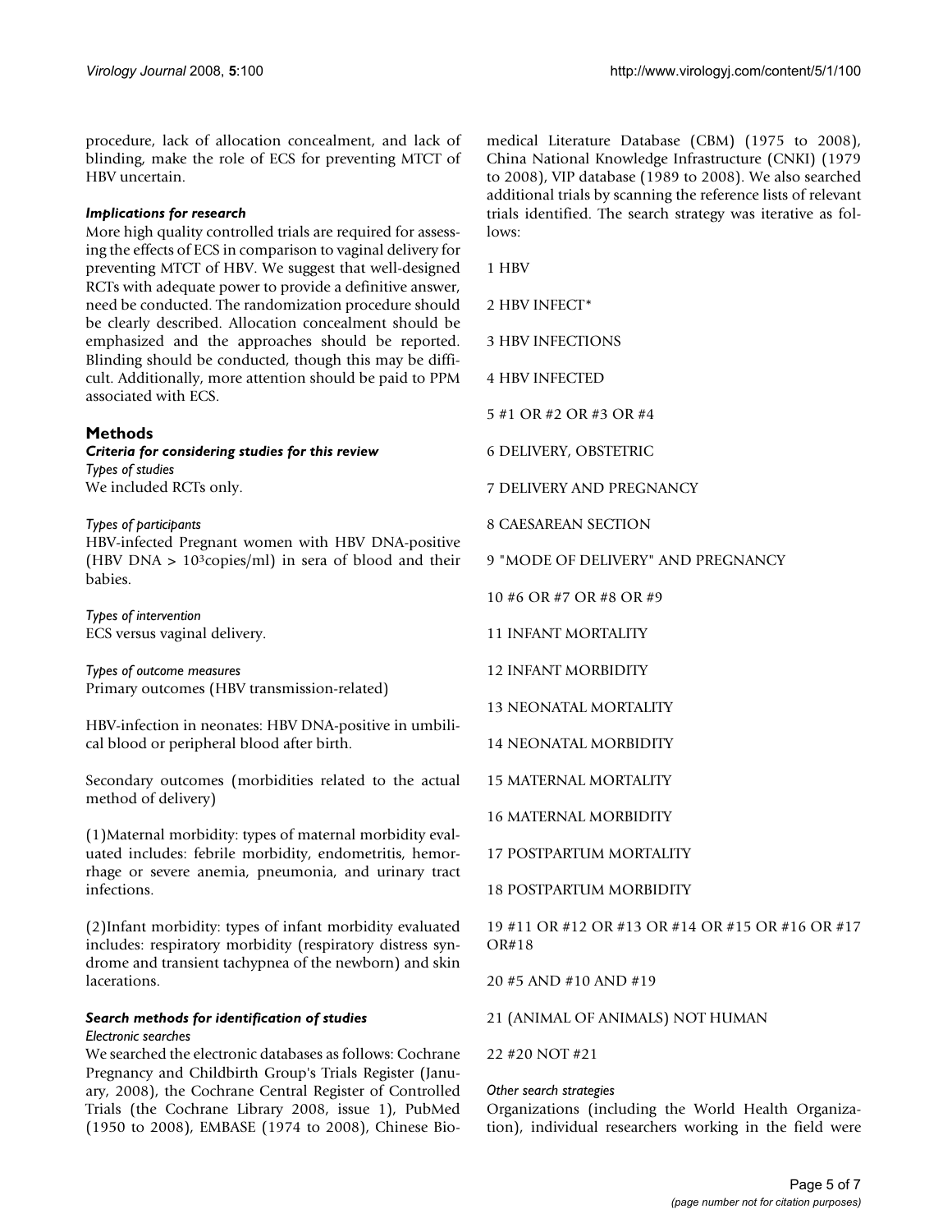procedure, lack of allocation concealment, and lack of blinding, make the role of ECS for preventing MTCT of HBV uncertain.

### *Implications for research*

More high quality controlled trials are required for assessing the effects of ECS in comparison to vaginal delivery for preventing MTCT of HBV. We suggest that well-designed RCTs with adequate power to provide a definitive answer, need be conducted. The randomization procedure should be clearly described. Allocation concealment should be emphasized and the approaches should be reported. Blinding should be conducted, though this may be difficult. Additionally, more attention should be paid to PPM associated with ECS.

## Methods

### *Criteria for considering studies for this review*

*Types of studies*

We included RCTs only.

*Types of participants*

HBV-infected Pregnant women with HBV DNA-positive (HBV DNA > $10^3$copies/ml) in sera of blood and their babies.

*Types of intervention*

ECS versus vaginal delivery.

*Types of outcome measures*

Primary outcomes (HBV transmission-related)

HBV-infection in neonates: HBV DNA-positive in umbilical blood or peripheral blood after birth.

Secondary outcomes (morbidities related to the actual method of delivery)

(1)Maternal morbidity: types of maternal morbidity evaluated includes: febrile morbidity, endometritis, hemorrhage or severe anemia, pneumonia, and urinary tract infections.

(2)Infant morbidity: types of infant morbidity evaluated includes: respiratory morbidity (respiratory distress syndrome and transient tachypnea of the newborn) and skin lacerations.

### *Search methods for identification of studies*

*Electronic searches*

We searched the electronic databases as follows: Cochrane Pregnancy and Childbirth Group's Trials Register (January, 2008), the Cochrane Central Register of Controlled Trials (the Cochrane Library 2008, issue 1), PubMed (1950 to 2008), EMBASE (1974 to 2008), Chinese Biomedical Literature Database (CBM) (1975 to 2008), China National Knowledge Infrastructure (CNKI) (1979 to 2008), VIP database (1989 to 2008). We also searched additional trials by scanning the reference lists of relevant trials identified. The search strategy was iterative as follows:

1 HBV

2 HBV INFECT*

3 HBV INFECTIONS

4 HBV INFECTED

5 #1 OR #2 OR #3 OR #4

6 DELIVERY, OBSTETRIC

7 DELIVERY AND PREGNANCY

8 CAESAREAN SECTION

9 "MODE OF DELIVERY" AND PREGNANCY

10 #6 OR #7 OR #8 OR #9

11 INFANT MORTALITY

12 INFANT MORBIDITY

13 NEONATAL MORTALITY

14 NEONATAL MORBIDITY

15 MATERNAL MORTALITY

16 MATERNAL MORBIDITY

17 POSTPARTUM MORTALITY

18 POSTPARTUM MORBIDITY

19 #11 OR #12 OR #13 OR #14 OR #15 OR #16 OR #17 OR#18

20 #5 AND #10 AND #19

21 (ANIMAL OF ANIMALS) NOT HUMAN

22 #20 NOT #21

*Other search strategies*

Organizations (including the World Health Organization), individual researchers working in the field were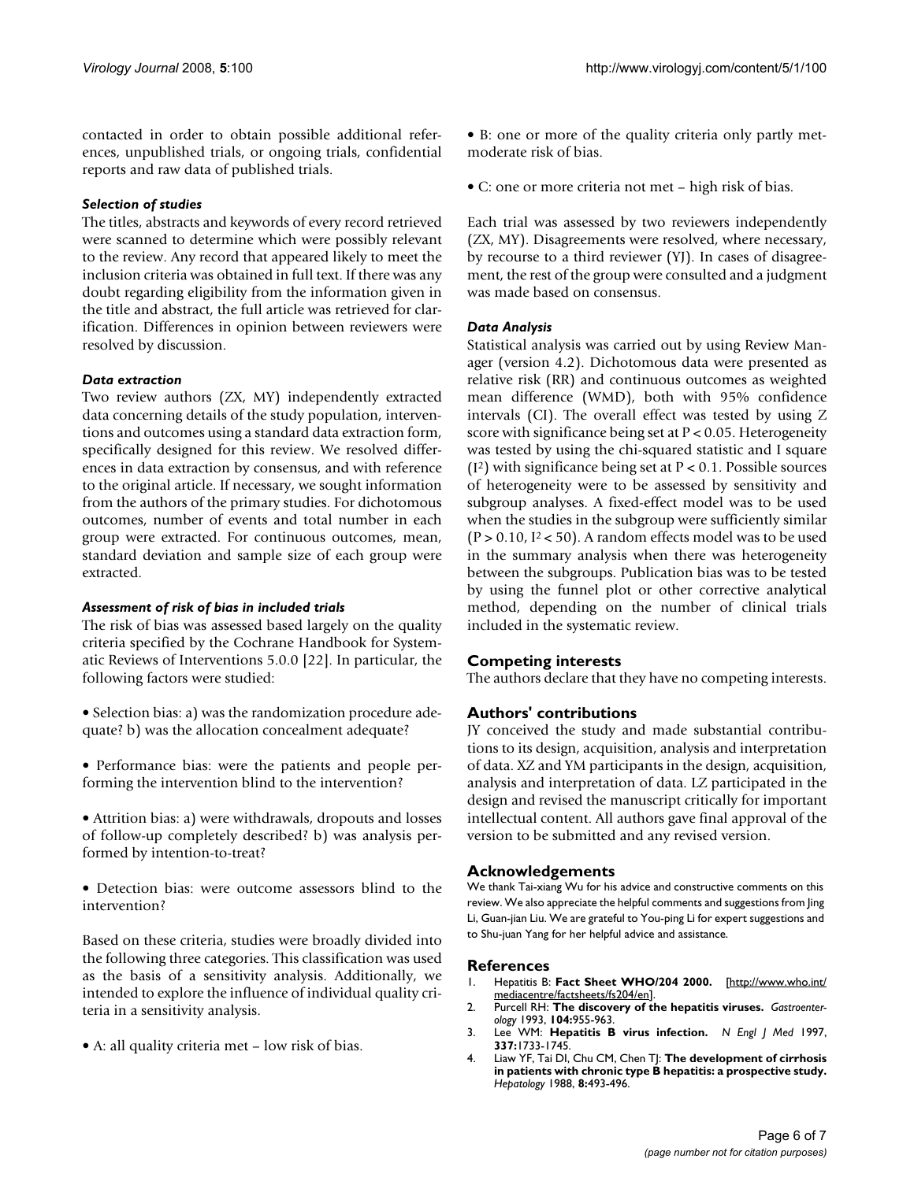contacted in order to obtain possible additional references, unpublished trials, or ongoing trials, confidential reports and raw data of published trials.

### *Selection of studies*

The titles, abstracts and keywords of every record retrieved were scanned to determine which were possibly relevant to the review. Any record that appeared likely to meet the inclusion criteria was obtained in full text. If there was any doubt regarding eligibility from the information given in the title and abstract, the full article was retrieved for clarification. Differences in opinion between reviewers were resolved by discussion.

### *Data extraction*

Two review authors (ZX, MY) independently extracted data concerning details of the study population, interventions and outcomes using a standard data extraction form, specifically designed for this review. We resolved differences in data extraction by consensus, and with reference to the original article. If necessary, we sought information from the authors of the primary studies. For dichotomous outcomes, number of events and total number in each group were extracted. For continuous outcomes, mean, standard deviation and sample size of each group were extracted.

### *Assessment of risk of bias in included trials*

The risk of bias was assessed based largely on the quality criteria specified by the Cochrane Handbook for Systematic Reviews of Interventions 5.0.0 [22]. In particular, the following factors were studied:

- Selection bias: a) was the randomization procedure adequate? b) was the allocation concealment adequate?
- Performance bias: were the patients and people performing the intervention blind to the intervention?
- Attrition bias: a) were withdrawals, dropouts and losses of follow-up completely described? b) was analysis performed by intention-to-treat?
- Detection bias: were outcome assessors blind to the intervention?

Based on these criteria, studies were broadly divided into the following three categories. This classification was used as the basis of a sensitivity analysis. Additionally, we intended to explore the influence of individual quality criteria in a sensitivity analysis.

- A: all quality criteria met – low risk of bias.
- B: one or more of the quality criteria only partly met-moderate risk of bias.
- C: one or more criteria not met – high risk of bias.

Each trial was assessed by two reviewers independently (ZX, MY). Disagreements were resolved, where necessary, by recourse to a third reviewer (YJ). In cases of disagreement, the rest of the group were consulted and a judgment was made based on consensus.

### *Data Analysis*

Statistical analysis was carried out by using Review Manager (version 4.2). Dichotomous data were presented as relative risk (RR) and continuous outcomes as weighted mean difference (WMD), both with 95% confidence intervals (CI). The overall effect was tested by using Z score with significance being set at $P < 0.05$. Heterogeneity was tested by using the chi-squared statistic and I square ($I^2$) with significance being set at $P < 0.1$. Possible sources of heterogeneity were to be assessed by sensitivity and subgroup analyses. A fixed-effect model was to be used when the studies in the subgroup were sufficiently similar ($P > 0.10$, $I^2 < 50$). A random effects model was to be used in the summary analysis when there was heterogeneity between the subgroups. Publication bias was to be tested by using the funnel plot or other corrective analytical method, depending on the number of clinical trials included in the systematic review.

## Competing interests

The authors declare that they have no competing interests.

## Authors' contributions

JY conceived the study and made substantial contributions to its design, acquisition, analysis and interpretation of data. XZ and YM participants in the design, acquisition, analysis and interpretation of data. LZ participated in the design and revised the manuscript critically for important intellectual content. All authors gave final approval of the version to be submitted and any revised version.

## Acknowledgements

We thank Tai-xiang Wu for his advice and constructive comments on this review. We also appreciate the helpful comments and suggestions from Jing Li, Guan-jian Liu. We are grateful to You-ping Li for expert suggestions and to Shu-juan Yang for her helpful advice and assistance.

## References

1. Hepatitis B: **Fact Sheet WHO/204 2000.** [http://www.who.int/mediacentre/factsheets/fs204/en].
2. Purcell RH: **The discovery of the hepatitis viruses.** *Gastroenterology* 1993, **104:**955-963.
3. Lee WM: **Hepatitis B virus infection.** *N Engl J Med* 1997, **337:**1733-1745.
4. Liaw YF, Tai DI, Chu CM, Chen TJ: **The development of cirrhosis in patients with chronic type B hepatitis: a prospective study.** *Hepatology* 1988, **8:**493-496.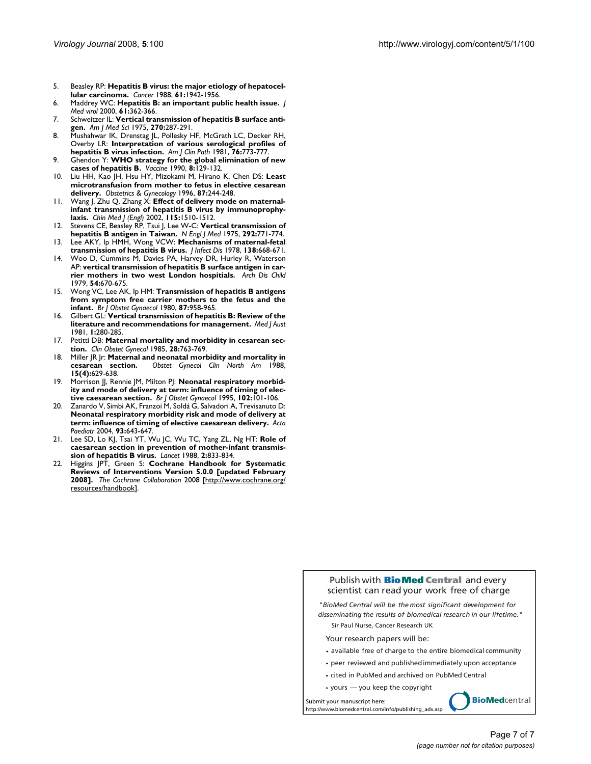5. Beasley RP: **Hepatitis B virus: the major etiology of hepatocellular carcinoma.** *Cancer* 1988, **61:**1942-1956.
6. Maddrey WC: **Hepatitis B: an important public health issue.** *J Med virol* 2000, **61:**362-366.
7. Schweitzer IL: **Vertical transmission of hepatitis B surface antigen.** *Am J Med Sci* 1975, **270:**287-291.
8. Mushahwar IK, Drenstag JL, Pollesky HF, McGrath LC, Decker RH, Overby LR: **Interpretation of various serological profiles of hepatitis B virus infection.** *Am J Clin Path* 1981, **76:**773-777.
9. Ghendon Y: **WHO strategy for the global elimination of new cases of hepatitis B.** *Vaccine* 1990, **8:**129-132.
10. Liu HH, Kao JH, Hsu HY, Mizokami M, Hirano K, Chen DS: **Least microtransfusion from mother to fetus in elective cesarean delivery.** *Obstetrics & Gynecology* 1996, **87:**244-248.
11. Wang J, Zhu Q, Zhang X: **Effect of delivery mode on maternal-infant transmission of hepatitis B virus by immunoprophylaxis.** *Chin Med J (Engl)* 2002, **115:**1510-1512.
12. Stevens CE, Beasley RP, Tsui J, Lee W-C: **Vertical transmission of hepatitis B antigen in Taiwan.** *N Engl J Med* 1975, **292:**771-774.
13. Lee AKY, Ip HMH, Wong VCW: **Mechanisms of maternal-fetal transmission of hepatitis B virus.** *J Infect Dis* 1978, **138:**668-671.
14. Woo D, Cummins M, Davies PA, Harvey DR, Hurley R, Waterson AP: **vertical transmission of hepatitis B surface antigen in carrier mothers in two west London hospitals.** *Arch Dis Child* 1979, **54:**670-675.
15. Wong VC, Lee AK, Ip HM: **Transmission of hepatitis B antigens from symptom free carrier mothers to the fetus and the infant.** *Br J Obstet Gynaecol* 1980, **87:**958-965.
16. Gilbert GL: **Vertical transmission of hepatitis B: Review of the literature and recommendations for management.** *Med J Aust* 1981, **1:**280-285.
17. Petitti DB: **Maternal mortality and morbidity in cesarean section.** *Clin Obstet Gynecol* 1985, **28:**763-769.
18. Miller JR Jr: **Maternal and neonatal morbidity and mortality in cesarean section.** *Obstet Gynecol Clin North Am* 1988, **15(4):**629-638.
19. Morrison JJ, Rennie JM, Milton PJ: **Neonatal respiratory morbidity and mode of delivery at term: influence of timing of elective caesarean section.** *Br J Obstet Gynaecol* 1995, **102:**101-106.
20. Zanardo V, Simbi AK, Franzoi M, Soldá G, Salvadori A, Trevisanuto D: **Neonatal respiratory morbidity risk and mode of delivery at term: influence of timing of elective caesarean delivery.** *Acta Paediatr* 2004, **93:**643-647.
21. Lee SD, Lo KJ, Tsai YT, Wu JC, Wu TC, Yang ZL, Ng HT: **Role of caesarean section in prevention of mother-infant transmission of hepatitis B virus.** *Lancet* 1988, **2:**833-834.
22. Higgins JPT, Green S: **Cochrane Handbook for Systematic Reviews of Interventions Version 5.0.0 [updated February 2008].** *The Cochrane Collaboration* 2008 [http://www.cochrane.org/resources/handbook].

Publish with **BioMed Central** and every scientist can read your work free of charge

*"BioMed Central will be the most significant development for disseminating the results of biomedical research in our lifetime."*

Sir Paul Nurse, Cancer Research UK

Your research papers will be:

- available free of charge to the entire biomedical community
- peer reviewed and published immediately upon acceptance
- cited in PubMed and archived on PubMed Central
- yours — you keep the copyright

Submit your manuscript here:
http://www.biomedcentral.com/info/publishing_adv.asp

**BioMed**central